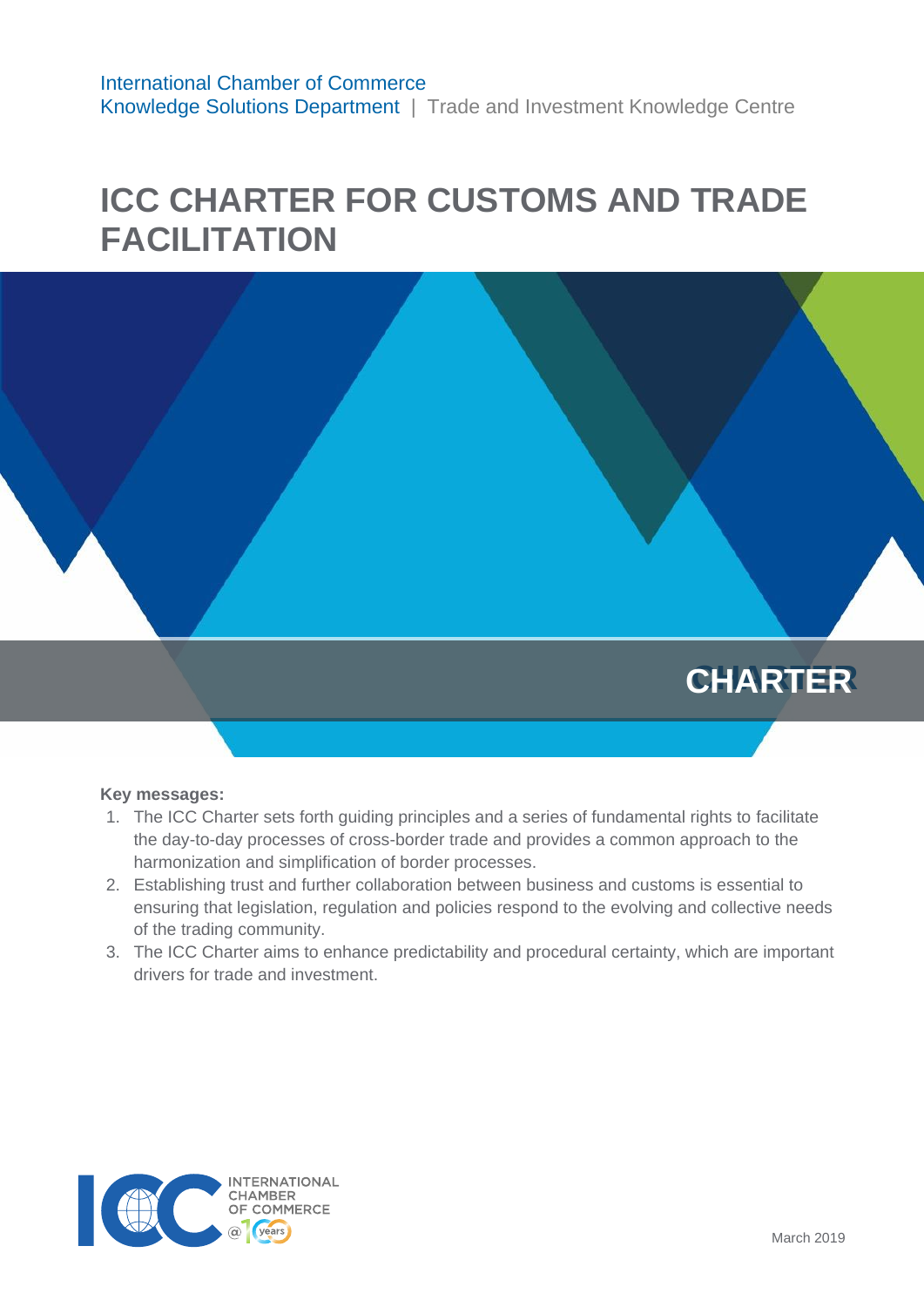International Chamber of Commerce
Knowledge Solutions Department | Trade and Investment Knowledge Centre

# ICC CHARTER FOR CUSTOMS AND TRADE FACILITATION

CHARTER

**Key messages:**

1. The ICC Charter sets forth guiding principles and a series of fundamental rights to facilitate the day-to-day processes of cross-border trade and provides a common approach to the harmonization and simplification of border processes.
2. Establishing trust and further collaboration between business and customs is essential to ensuring that legislation, regulation and policies respond to the evolving and collective needs of the trading community.
3. The ICC Charter aims to enhance predictability and procedural certainty, which are important drivers for trade and investment.

March 2019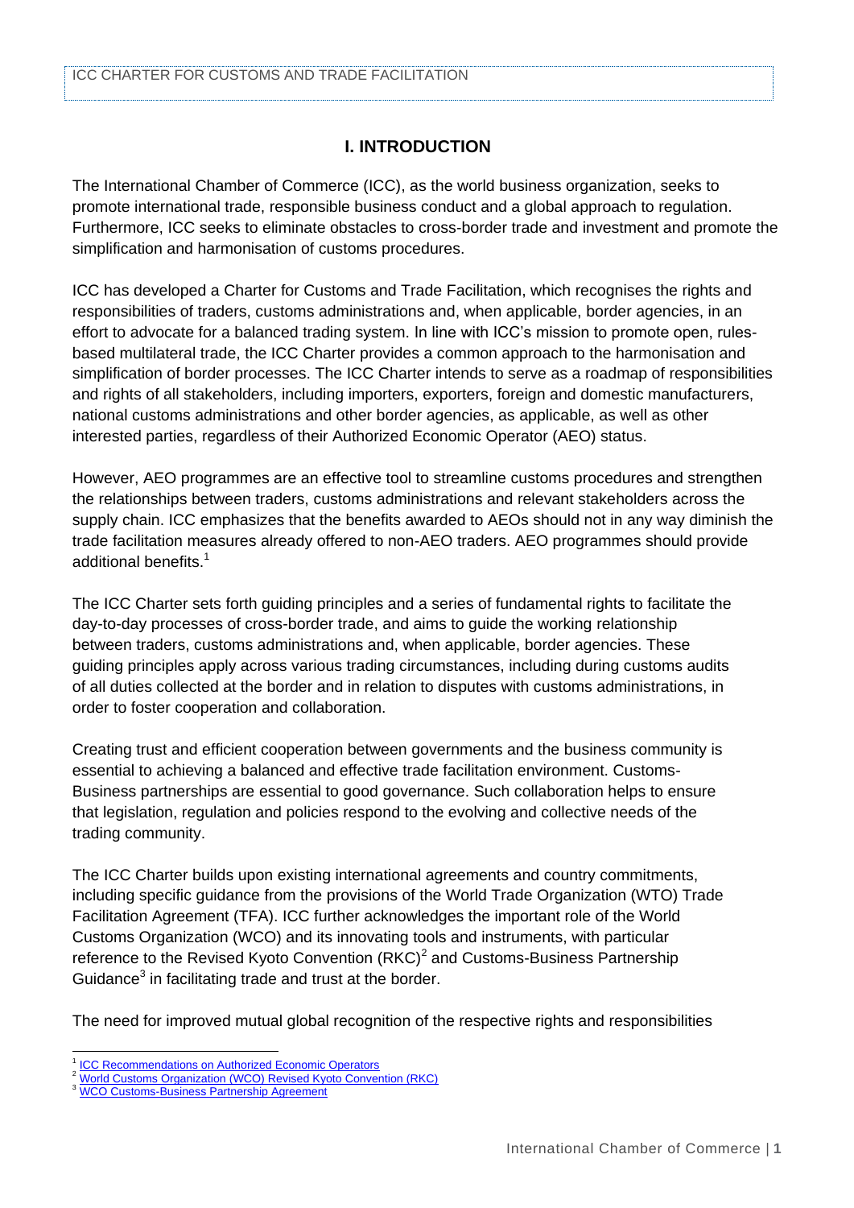## I. INTRODUCTION

The International Chamber of Commerce (ICC), as the world business organization, seeks to promote international trade, responsible business conduct and a global approach to regulation. Furthermore, ICC seeks to eliminate obstacles to cross-border trade and investment and promote the simplification and harmonisation of customs procedures.

ICC has developed a Charter for Customs and Trade Facilitation, which recognises the rights and responsibilities of traders, customs administrations and, when applicable, border agencies, in an effort to advocate for a balanced trading system. In line with ICC's mission to promote open, rules-based multilateral trade, the ICC Charter provides a common approach to the harmonisation and simplification of border processes. The ICC Charter intends to serve as a roadmap of responsibilities and rights of all stakeholders, including importers, exporters, foreign and domestic manufacturers, national customs administrations and other border agencies, as applicable, as well as other interested parties, regardless of their Authorized Economic Operator (AEO) status.

However, AEO programmes are an effective tool to streamline customs procedures and strengthen the relationships between traders, customs administrations and relevant stakeholders across the supply chain. ICC emphasizes that the benefits awarded to AEOs should not in any way diminish the trade facilitation measures already offered to non-AEO traders. AEO programmes should provide additional benefits.[1]

The ICC Charter sets forth guiding principles and a series of fundamental rights to facilitate the day-to-day processes of cross-border trade, and aims to guide the working relationship between traders, customs administrations and, when applicable, border agencies. These guiding principles apply across various trading circumstances, including during customs audits of all duties collected at the border and in relation to disputes with customs administrations, in order to foster cooperation and collaboration.

Creating trust and efficient cooperation between governments and the business community is essential to achieving a balanced and effective trade facilitation environment. Customs-Business partnerships are essential to good governance. Such collaboration helps to ensure that legislation, regulation and policies respond to the evolving and collective needs of the trading community.

The ICC Charter builds upon existing international agreements and country commitments, including specific guidance from the provisions of the World Trade Organization (WTO) Trade Facilitation Agreement (TFA). ICC further acknowledges the important role of the World Customs Organization (WCO) and its innovating tools and instruments, with particular reference to the Revised Kyoto Convention (RKC)[2] and Customs-Business Partnership Guidance[3] in facilitating trade and trust at the border.

The need for improved mutual global recognition of the respective rights and responsibilities

---

[1] ICC Recommendations on Authorized Economic Operators
[2] World Customs Organization (WCO) Revised Kyoto Convention (RKC)
[3] WCO Customs-Business Partnership Agreement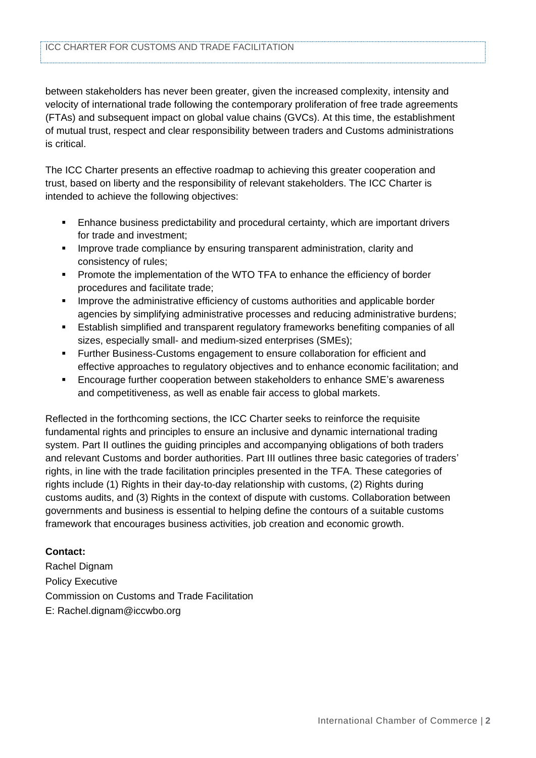between stakeholders has never been greater, given the increased complexity, intensity and velocity of international trade following the contemporary proliferation of free trade agreements (FTAs) and subsequent impact on global value chains (GVCs). At this time, the establishment of mutual trust, respect and clear responsibility between traders and Customs administrations is critical.

The ICC Charter presents an effective roadmap to achieving this greater cooperation and trust, based on liberty and the responsibility of relevant stakeholders. The ICC Charter is intended to achieve the following objectives:

- Enhance business predictability and procedural certainty, which are important drivers for trade and investment;
- Improve trade compliance by ensuring transparent administration, clarity and consistency of rules;
- Promote the implementation of the WTO TFA to enhance the efficiency of border procedures and facilitate trade;
- Improve the administrative efficiency of customs authorities and applicable border agencies by simplifying administrative processes and reducing administrative burdens;
- Establish simplified and transparent regulatory frameworks benefiting companies of all sizes, especially small- and medium-sized enterprises (SMEs);
- Further Business-Customs engagement to ensure collaboration for efficient and effective approaches to regulatory objectives and to enhance economic facilitation; and
- Encourage further cooperation between stakeholders to enhance SME's awareness and competitiveness, as well as enable fair access to global markets.

Reflected in the forthcoming sections, the ICC Charter seeks to reinforce the requisite fundamental rights and principles to ensure an inclusive and dynamic international trading system. Part II outlines the guiding principles and accompanying obligations of both traders and relevant Customs and border authorities. Part III outlines three basic categories of traders' rights, in line with the trade facilitation principles presented in the TFA. These categories of rights include (1) Rights in their day-to-day relationship with customs, (2) Rights during customs audits, and (3) Rights in the context of dispute with customs. Collaboration between governments and business is essential to helping define the contours of a suitable customs framework that encourages business activities, job creation and economic growth.

**Contact:**

Rachel Dignam
Policy Executive
Commission on Customs and Trade Facilitation
E: Rachel.dignam@iccwbo.org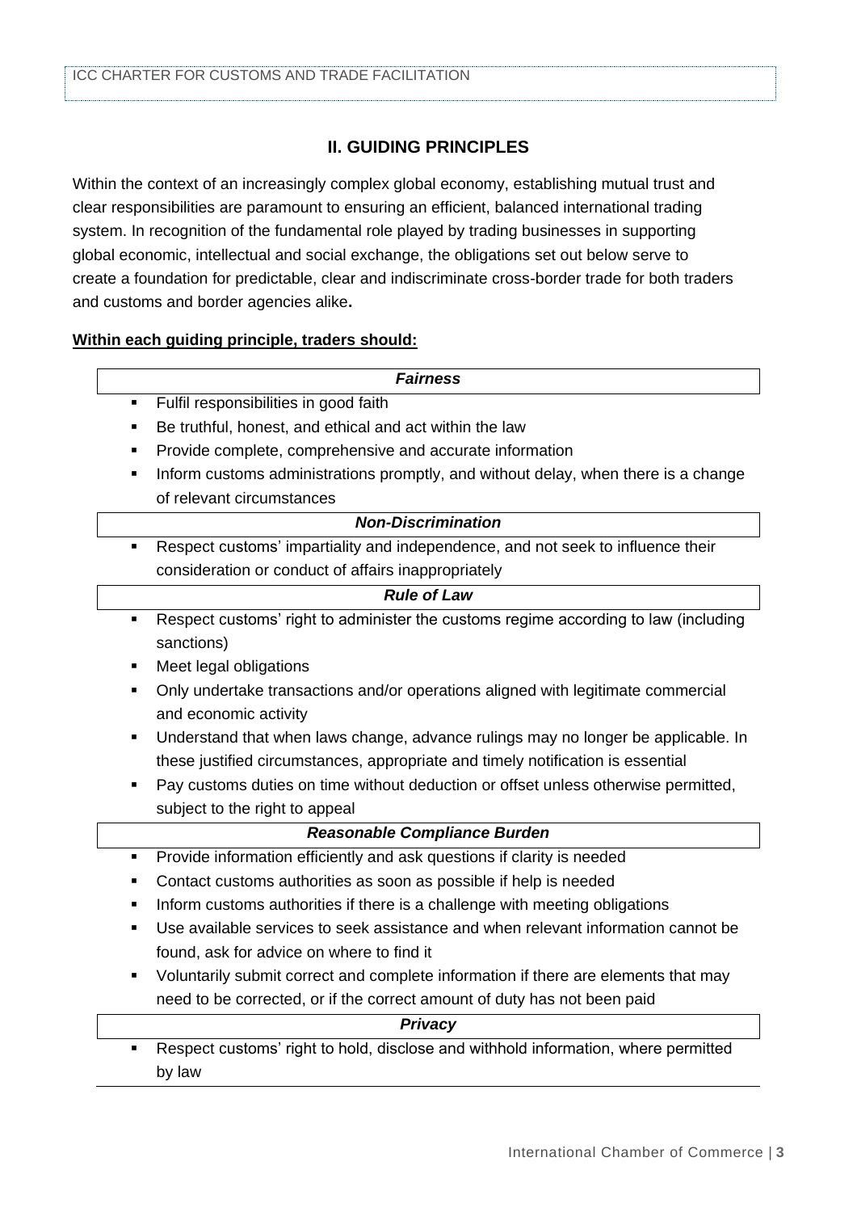## II. GUIDING PRINCIPLES

Within the context of an increasingly complex global economy, establishing mutual trust and clear responsibilities are paramount to ensuring an efficient, balanced international trading system. In recognition of the fundamental role played by trading businesses in supporting global economic, intellectual and social exchange, the obligations set out below serve to create a foundation for predictable, clear and indiscriminate cross-border trade for both traders and customs and border agencies alike**.**

**Within each guiding principle, traders should:**

***Fairness***

- Fulfil responsibilities in good faith
- Be truthful, honest, and ethical and act within the law
- Provide complete, comprehensive and accurate information
- Inform customs administrations promptly, and without delay, when there is a change of relevant circumstances

***Non-Discrimination***

- Respect customs' impartiality and independence, and not seek to influence their consideration or conduct of affairs inappropriately

***Rule of Law***

- Respect customs' right to administer the customs regime according to law (including sanctions)
- Meet legal obligations
- Only undertake transactions and/or operations aligned with legitimate commercial and economic activity
- Understand that when laws change, advance rulings may no longer be applicable. In these justified circumstances, appropriate and timely notification is essential
- Pay customs duties on time without deduction or offset unless otherwise permitted, subject to the right to appeal

***Reasonable Compliance Burden***

- Provide information efficiently and ask questions if clarity is needed
- Contact customs authorities as soon as possible if help is needed
- Inform customs authorities if there is a challenge with meeting obligations
- Use available services to seek assistance and when relevant information cannot be found, ask for advice on where to find it
- Voluntarily submit correct and complete information if there are elements that may need to be corrected, or if the correct amount of duty has not been paid

***Privacy***

- Respect customs' right to hold, disclose and withhold information, where permitted by law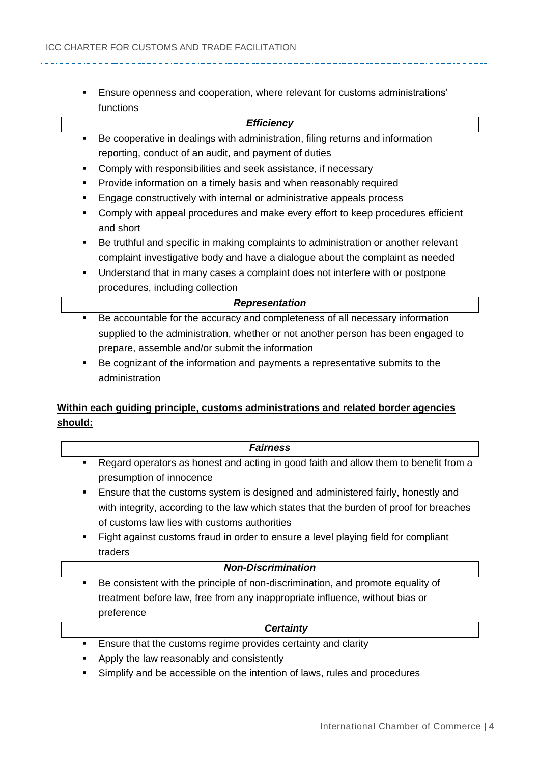- Ensure openness and cooperation, where relevant for customs administrations' functions

***Efficiency***

- Be cooperative in dealings with administration, filing returns and information reporting, conduct of an audit, and payment of duties
- Comply with responsibilities and seek assistance, if necessary
- Provide information on a timely basis and when reasonably required
- Engage constructively with internal or administrative appeals process
- Comply with appeal procedures and make every effort to keep procedures efficient and short
- Be truthful and specific in making complaints to administration or another relevant complaint investigative body and have a dialogue about the complaint as needed
- Understand that in many cases a complaint does not interfere with or postpone procedures, including collection

***Representation***

- Be accountable for the accuracy and completeness of all necessary information supplied to the administration, whether or not another person has been engaged to prepare, assemble and/or submit the information
- Be cognizant of the information and payments a representative submits to the administration

**Within each guiding principle, customs administrations and related border agencies should:**

***Fairness***

- Regard operators as honest and acting in good faith and allow them to benefit from a presumption of innocence
- Ensure that the customs system is designed and administered fairly, honestly and with integrity, according to the law which states that the burden of proof for breaches of customs law lies with customs authorities
- Fight against customs fraud in order to ensure a level playing field for compliant traders

***Non-Discrimination***

- Be consistent with the principle of non-discrimination, and promote equality of treatment before law, free from any inappropriate influence, without bias or preference

***Certainty***

- Ensure that the customs regime provides certainty and clarity
- Apply the law reasonably and consistently
- Simplify and be accessible on the intention of laws, rules and procedures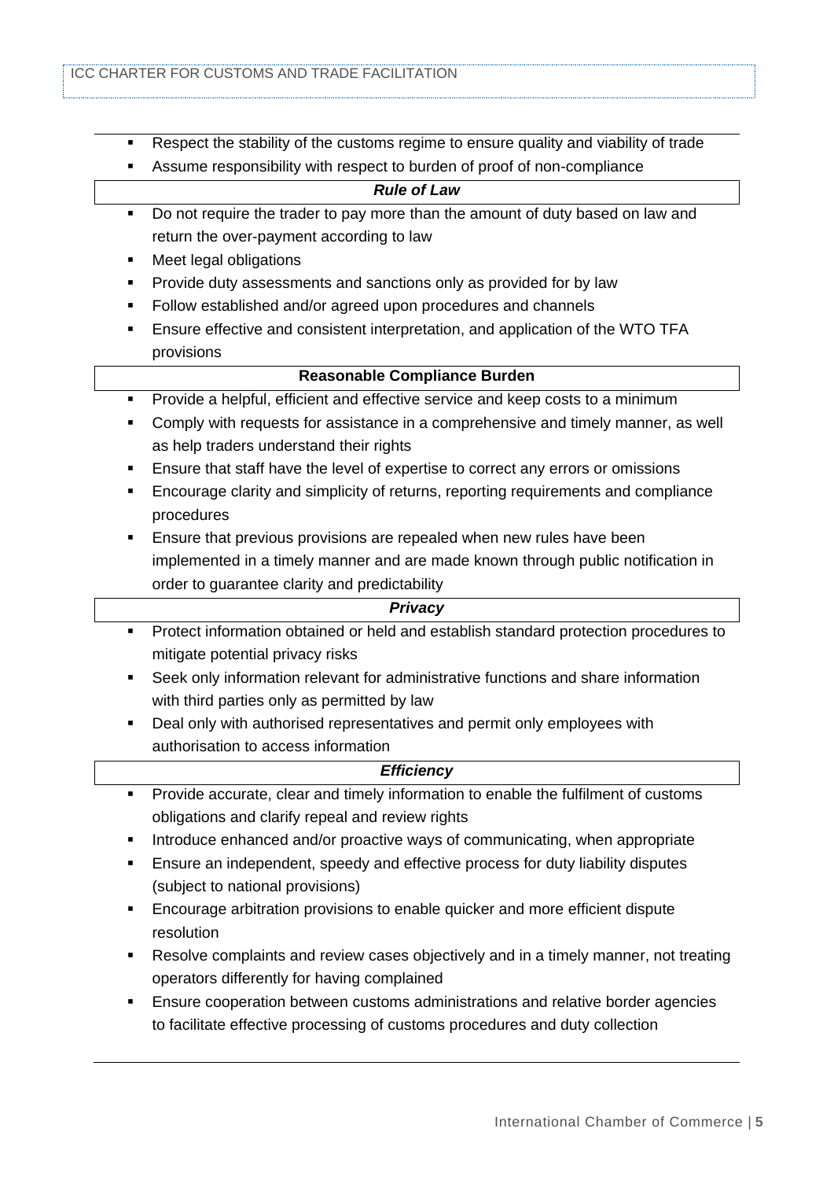- Respect the stability of the customs regime to ensure quality and viability of trade
- Assume responsibility with respect to burden of proof of non-compliance

***Rule of Law***

- Do not require the trader to pay more than the amount of duty based on law and return the over-payment according to law
- Meet legal obligations
- Provide duty assessments and sanctions only as provided for by law
- Follow established and/or agreed upon procedures and channels
- Ensure effective and consistent interpretation, and application of the WTO TFA provisions

**Reasonable Compliance Burden**

- Provide a helpful, efficient and effective service and keep costs to a minimum
- Comply with requests for assistance in a comprehensive and timely manner, as well as help traders understand their rights
- Ensure that staff have the level of expertise to correct any errors or omissions
- Encourage clarity and simplicity of returns, reporting requirements and compliance procedures
- Ensure that previous provisions are repealed when new rules have been implemented in a timely manner and are made known through public notification in order to guarantee clarity and predictability

***Privacy***

- Protect information obtained or held and establish standard protection procedures to mitigate potential privacy risks
- Seek only information relevant for administrative functions and share information with third parties only as permitted by law
- Deal only with authorised representatives and permit only employees with authorisation to access information

***Efficiency***

- Provide accurate, clear and timely information to enable the fulfilment of customs obligations and clarify repeal and review rights
- Introduce enhanced and/or proactive ways of communicating, when appropriate
- Ensure an independent, speedy and effective process for duty liability disputes (subject to national provisions)
- Encourage arbitration provisions to enable quicker and more efficient dispute resolution
- Resolve complaints and review cases objectively and in a timely manner, not treating operators differently for having complained
- Ensure cooperation between customs administrations and relative border agencies to facilitate effective processing of customs procedures and duty collection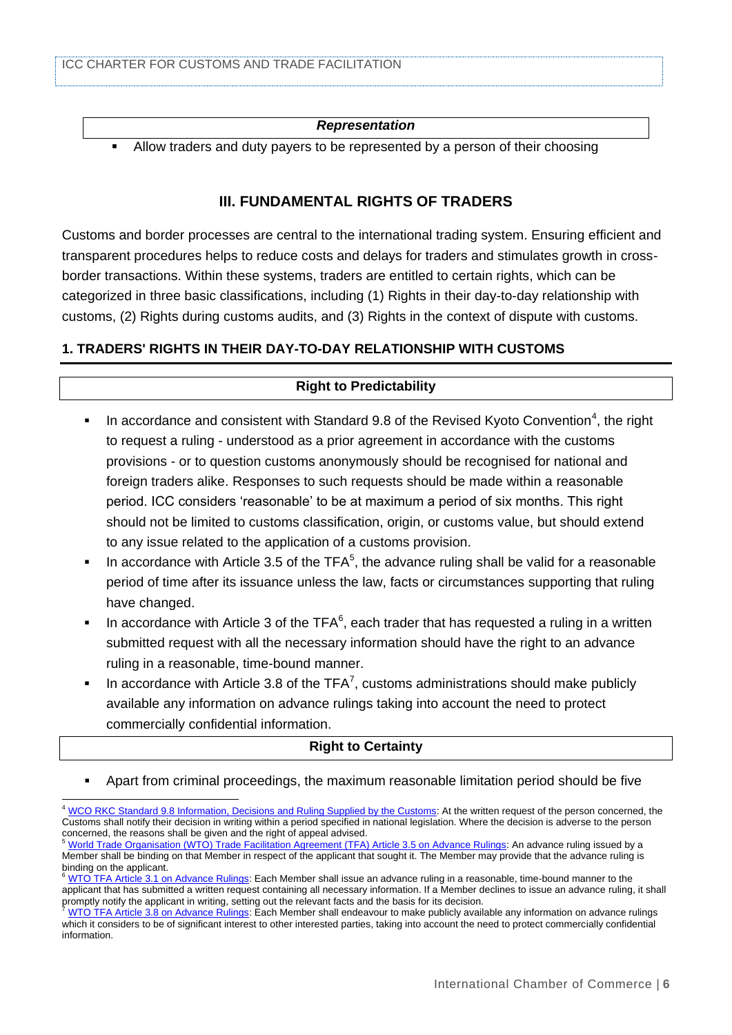**_Representation_**

- Allow traders and duty payers to be represented by a person of their choosing

## III. FUNDAMENTAL RIGHTS OF TRADERS

Customs and border processes are central to the international trading system. Ensuring efficient and transparent procedures helps to reduce costs and delays for traders and stimulates growth in cross-border transactions. Within these systems, traders are entitled to certain rights, which can be categorized in three basic classifications, including (1) Rights in their day-to-day relationship with customs, (2) Rights during customs audits, and (3) Rights in the context of dispute with customs.

### 1. TRADERS' RIGHTS IN THEIR DAY-TO-DAY RELATIONSHIP WITH CUSTOMS

**Right to Predictability**

- In accordance and consistent with Standard 9.8 of the Revised Kyoto Convention[4], the right to request a ruling - understood as a prior agreement in accordance with the customs provisions - or to question customs anonymously should be recognised for national and foreign traders alike. Responses to such requests should be made within a reasonable period. ICC considers 'reasonable' to be at maximum a period of six months. This right should not be limited to customs classification, origin, or customs value, but should extend to any issue related to the application of a customs provision.
- In accordance with Article 3.5 of the TFA[5], the advance ruling shall be valid for a reasonable period of time after its issuance unless the law, facts or circumstances supporting that ruling have changed.
- In accordance with Article 3 of the TFA[6], each trader that has requested a ruling in a written submitted request with all the necessary information should have the right to an advance ruling in a reasonable, time-bound manner.
- In accordance with Article 3.8 of the TFA[7], customs administrations should make publicly available any information on advance rulings taking into account the need to protect commercially confidential information.

**Right to Certainty**

- Apart from criminal proceedings, the maximum reasonable limitation period should be five

---

[4] WCO RKC Standard 9.8 Information, Decisions and Ruling Supplied by the Customs: At the written request of the person concerned, the Customs shall notify their decision in writing within a period specified in national legislation. Where the decision is adverse to the person concerned, the reasons shall be given and the right of appeal advised.

[5] World Trade Organisation (WTO) Trade Facilitation Agreement (TFA) Article 3.5 on Advance Rulings: An advance ruling issued by a Member shall be binding on that Member in respect of the applicant that sought it. The Member may provide that the advance ruling is binding on the applicant.

[6] WTO TFA Article 3.1 on Advance Rulings: Each Member shall issue an advance ruling in a reasonable, time-bound manner to the applicant that has submitted a written request containing all necessary information. If a Member declines to issue an advance ruling, it shall promptly notify the applicant in writing, setting out the relevant facts and the basis for its decision.

[7] WTO TFA Article 3.8 on Advance Rulings: Each Member shall endeavour to make publicly available any information on advance rulings which it considers to be of significant interest to other interested parties, taking into account the need to protect commercially confidential information.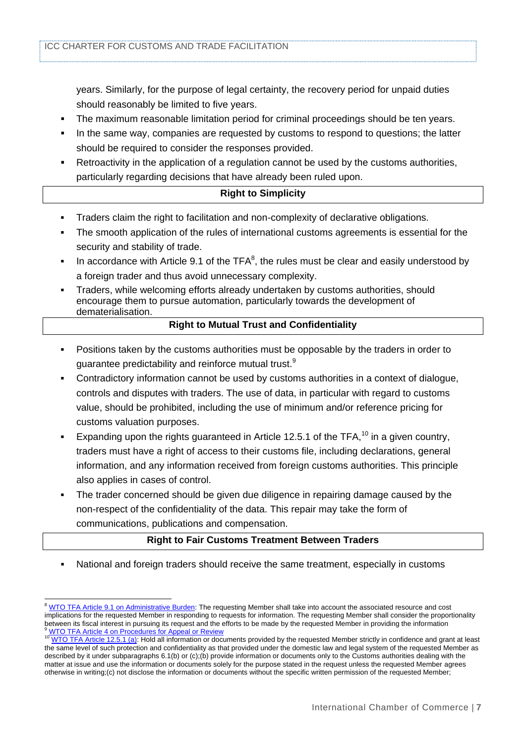years. Similarly, for the purpose of legal certainty, the recovery period for unpaid duties should reasonably be limited to five years.

- The maximum reasonable limitation period for criminal proceedings should be ten years.
- In the same way, companies are requested by customs to respond to questions; the latter should be required to consider the responses provided.
- Retroactivity in the application of a regulation cannot be used by the customs authorities, particularly regarding decisions that have already been ruled upon.

### Right to Simplicity

- Traders claim the right to facilitation and non-complexity of declarative obligations.
- The smooth application of the rules of international customs agreements is essential for the security and stability of trade.
- In accordance with Article 9.1 of the TFA[8], the rules must be clear and easily understood by a foreign trader and thus avoid unnecessary complexity.
- Traders, while welcoming efforts already undertaken by customs authorities, should encourage them to pursue automation, particularly towards the development of dematerialisation.

### Right to Mutual Trust and Confidentiality

- Positions taken by the customs authorities must be opposable by the traders in order to guarantee predictability and reinforce mutual trust.[9]
- Contradictory information cannot be used by customs authorities in a context of dialogue, controls and disputes with traders. The use of data, in particular with regard to customs value, should be prohibited, including the use of minimum and/or reference pricing for customs valuation purposes.
- Expanding upon the rights guaranteed in Article 12.5.1 of the TFA,[10] in a given country, traders must have a right of access to their customs file, including declarations, general information, and any information received from foreign customs authorities. This principle also applies in cases of control.
- The trader concerned should be given due diligence in repairing damage caused by the non-respect of the confidentiality of the data. This repair may take the form of communications, publications and compensation.

### Right to Fair Customs Treatment Between Traders

- National and foreign traders should receive the same treatment, especially in customs

---

[8] WTO TFA Article 9.1 on Administrative Burden: The requesting Member shall take into account the associated resource and cost implications for the requested Member in responding to requests for information. The requesting Member shall consider the proportionality between its fiscal interest in pursuing its request and the efforts to be made by the requested Member in providing the information

[9] WTO TFA Article 4 on Procedures for Appeal or Review

[10] WTO TFA Article 12.5.1 (a): Hold all information or documents provided by the requested Member strictly in confidence and grant at least the same level of such protection and confidentiality as that provided under the domestic law and legal system of the requested Member as described by it under subparagraphs 6.1(b) or (c);(b) provide information or documents only to the Customs authorities dealing with the matter at issue and use the information or documents solely for the purpose stated in the request unless the requested Member agrees otherwise in writing;(c) not disclose the information or documents without the specific written permission of the requested Member;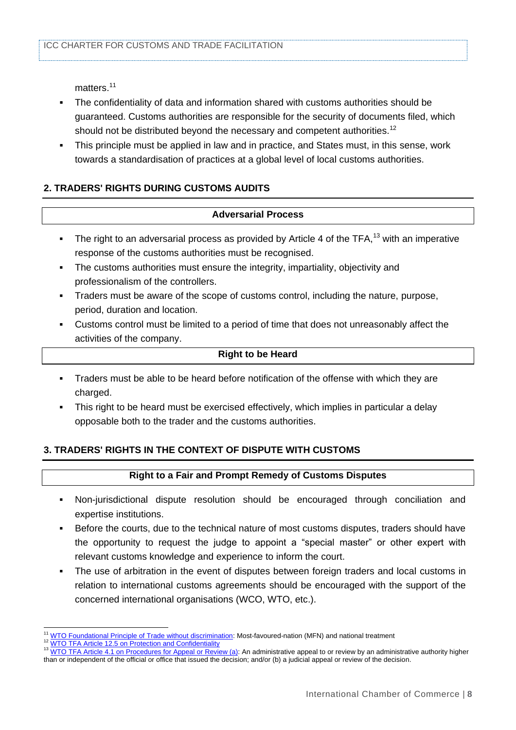matters.[11]

- The confidentiality of data and information shared with customs authorities should be guaranteed. Customs authorities are responsible for the security of documents filed, which should not be distributed beyond the necessary and competent authorities.[12]
- This principle must be applied in law and in practice, and States must, in this sense, work towards a standardisation of practices at a global level of local customs authorities.

## 2. TRADERS' RIGHTS DURING CUSTOMS AUDITS

### Adversarial Process

- The right to an adversarial process as provided by Article 4 of the TFA,[13] with an imperative response of the customs authorities must be recognised.
- The customs authorities must ensure the integrity, impartiality, objectivity and professionalism of the controllers.
- Traders must be aware of the scope of customs control, including the nature, purpose, period, duration and location.
- Customs control must be limited to a period of time that does not unreasonably affect the activities of the company.

### Right to be Heard

- Traders must be able to be heard before notification of the offense with which they are charged.
- This right to be heard must be exercised effectively, which implies in particular a delay opposable both to the trader and the customs authorities.

## 3. TRADERS' RIGHTS IN THE CONTEXT OF DISPUTE WITH CUSTOMS

### Right to a Fair and Prompt Remedy of Customs Disputes

- Non-jurisdictional dispute resolution should be encouraged through conciliation and expertise institutions.
- Before the courts, due to the technical nature of most customs disputes, traders should have the opportunity to request the judge to appoint a "special master" or other expert with relevant customs knowledge and experience to inform the court.
- The use of arbitration in the event of disputes between foreign traders and local customs in relation to international customs agreements should be encouraged with the support of the concerned international organisations (WCO, WTO, etc.).

---

[11] WTO Foundational Principle of Trade without discrimination: Most-favoured-nation (MFN) and national treatment

[12] WTO TFA Article 12.5 on Protection and Confidentiality

[13] WTO TFA Article 4.1 on Procedures for Appeal or Review (a): An administrative appeal to or review by an administrative authority higher than or independent of the official or office that issued the decision; and/or (b) a judicial appeal or review of the decision.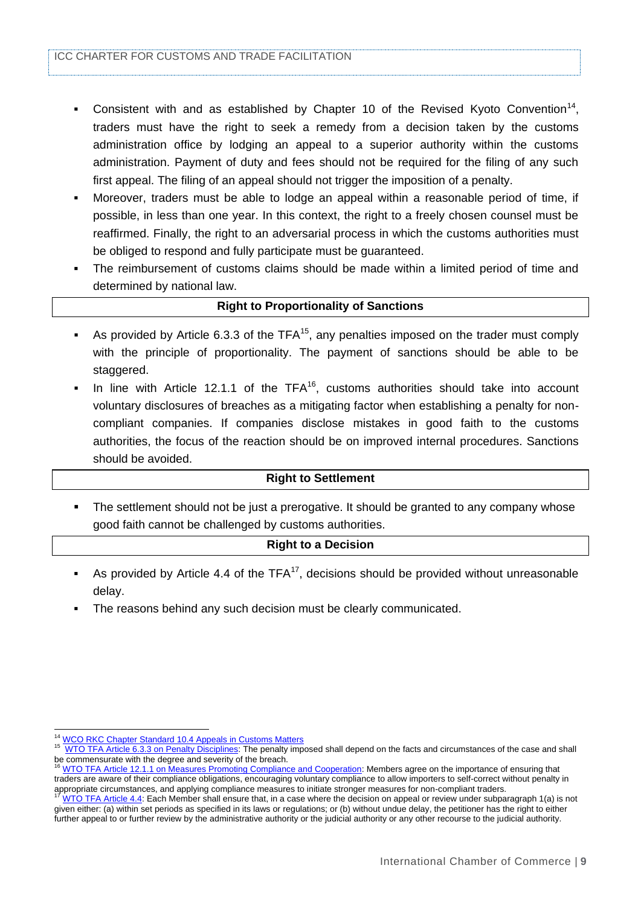- Consistent with and as established by Chapter 10 of the Revised Kyoto Convention[14], traders must have the right to seek a remedy from a decision taken by the customs administration office by lodging an appeal to a superior authority within the customs administration. Payment of duty and fees should not be required for the filing of any such first appeal. The filing of an appeal should not trigger the imposition of a penalty.
- Moreover, traders must be able to lodge an appeal within a reasonable period of time, if possible, in less than one year. In this context, the right to a freely chosen counsel must be reaffirmed. Finally, the right to an adversarial process in which the customs authorities must be obliged to respond and fully participate must be guaranteed.
- The reimbursement of customs claims should be made within a limited period of time and determined by national law.

**Right to Proportionality of Sanctions**

- As provided by Article 6.3.3 of the TFA[15], any penalties imposed on the trader must comply with the principle of proportionality. The payment of sanctions should be able to be staggered.
- In line with Article 12.1.1 of the TFA[16], customs authorities should take into account voluntary disclosures of breaches as a mitigating factor when establishing a penalty for non-compliant companies. If companies disclose mistakes in good faith to the customs authorities, the focus of the reaction should be on improved internal procedures. Sanctions should be avoided.

**Right to Settlement**

- The settlement should not be just a prerogative. It should be granted to any company whose good faith cannot be challenged by customs authorities.

**Right to a Decision**

- As provided by Article 4.4 of the TFA[17], decisions should be provided without unreasonable delay.
- The reasons behind any such decision must be clearly communicated.

---

[14] WCO RKC Chapter Standard 10.4 Appeals in Customs Matters

[15] WTO TFA Article 6.3.3 on Penalty Disciplines: The penalty imposed shall depend on the facts and circumstances of the case and shall be commensurate with the degree and severity of the breach.

[16] WTO TFA Article 12.1.1 on Measures Promoting Compliance and Cooperation: Members agree on the importance of ensuring that traders are aware of their compliance obligations, encouraging voluntary compliance to allow importers to self-correct without penalty in appropriate circumstances, and applying compliance measures to initiate stronger measures for non-compliant traders.

[17] WTO TFA Article 4.4: Each Member shall ensure that, in a case where the decision on appeal or review under subparagraph 1(a) is not given either: (a) within set periods as specified in its laws or regulations; or (b) without undue delay, the petitioner has the right to either further appeal to or further review by the administrative authority or the judicial authority or any other recourse to the judicial authority.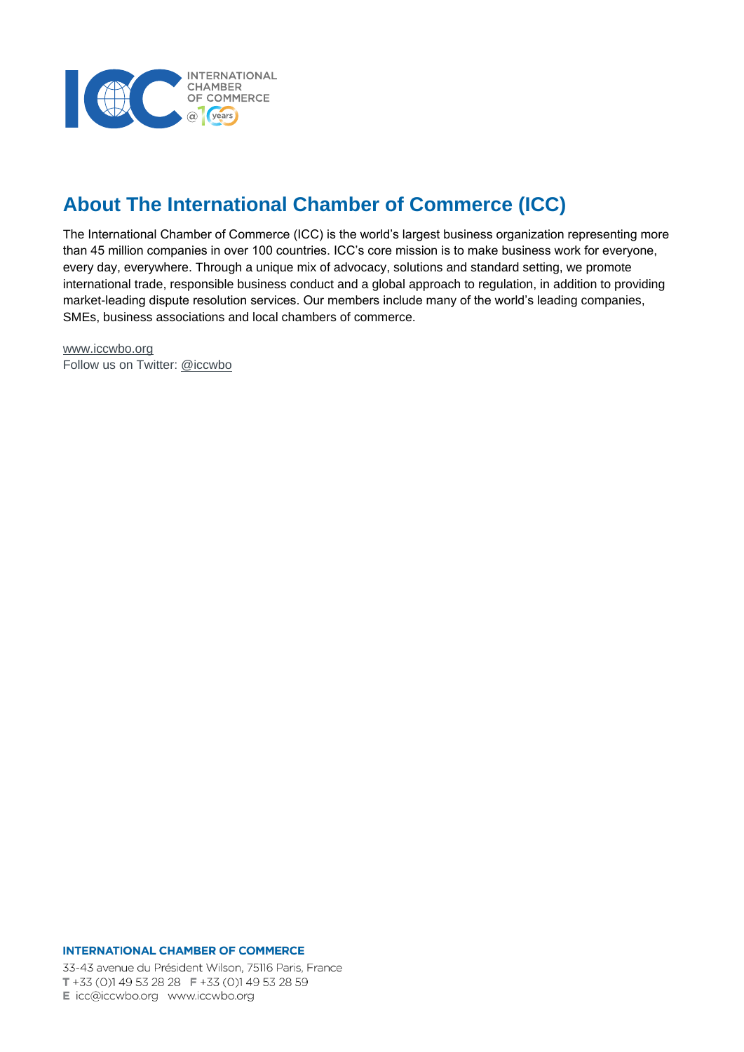## About The International Chamber of Commerce (ICC)

The International Chamber of Commerce (ICC) is the world's largest business organization representing more than 45 million companies in over 100 countries. ICC's core mission is to make business work for everyone, every day, everywhere. Through a unique mix of advocacy, solutions and standard setting, we promote international trade, responsible business conduct and a global approach to regulation, in addition to providing market-leading dispute resolution services. Our members include many of the world's leading companies, SMEs, business associations and local chambers of commerce.

www.iccwbo.org
Follow us on Twitter: @iccwbo

**INTERNATIONAL CHAMBER OF COMMERCE**

33-43 avenue du Président Wilson, 75116 Paris, France
T +33 (0)1 49 53 28 28 F +33 (0)1 49 53 28 59
E icc@iccwbo.org www.iccwbo.org